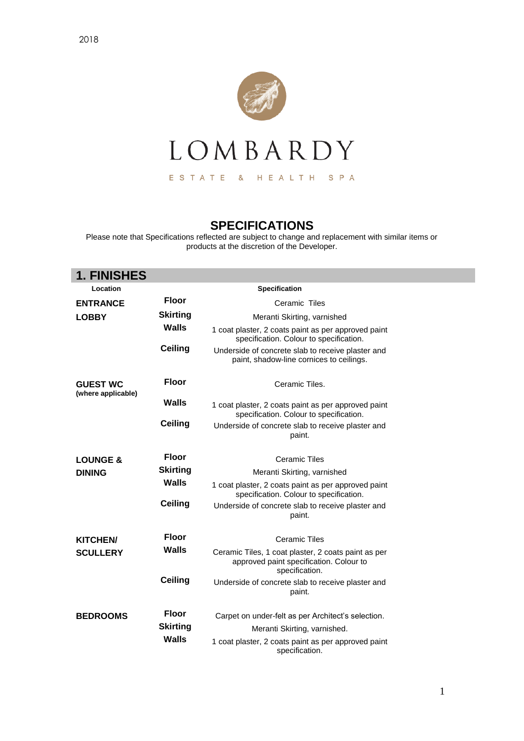2018

# LOMBARDY

ESTATE & HEALTH SPA

## SPECIFICATIONS

Please note that Specifications reflected are subject to change and replacement with similar items or products at the discretion of the Developer.

## 1. FINISHES

| Location | | Specification |
|---|---|---|
| **ENTRANCE LOBBY** | **Floor** | Ceramic Tiles |
| | **Skirting** | Meranti Skirting, varnished |
| | **Walls** | 1 coat plaster, 2 coats paint as per approved paint specification. Colour to specification. |
| | **Ceiling** | Underside of concrete slab to receive plaster and paint, shadow-line cornices to ceilings. |
| **GUEST WC (where applicable)** | **Floor** | Ceramic Tiles. |
| | **Walls** | 1 coat plaster, 2 coats paint as per approved paint specification. Colour to specification. |
| | **Ceiling** | Underside of concrete slab to receive plaster and paint. |
| **LOUNGE & DINING** | **Floor** | Ceramic Tiles |
| | **Skirting** | Meranti Skirting, varnished |
| | **Walls** | 1 coat plaster, 2 coats paint as per approved paint specification. Colour to specification. |
| | **Ceiling** | Underside of concrete slab to receive plaster and paint. |
| **KITCHEN/ SCULLERY** | **Floor** | Ceramic Tiles |
| | **Walls** | Ceramic Tiles, 1 coat plaster, 2 coats paint as per approved paint specification. Colour to specification. |
| | **Ceiling** | Underside of concrete slab to receive plaster and paint. |
| **BEDROOMS** | **Floor** | Carpet on under-felt as per Architect's selection. |
| | **Skirting** | Meranti Skirting, varnished. |
| | **Walls** | 1 coat plaster, 2 coats paint as per approved paint specification. |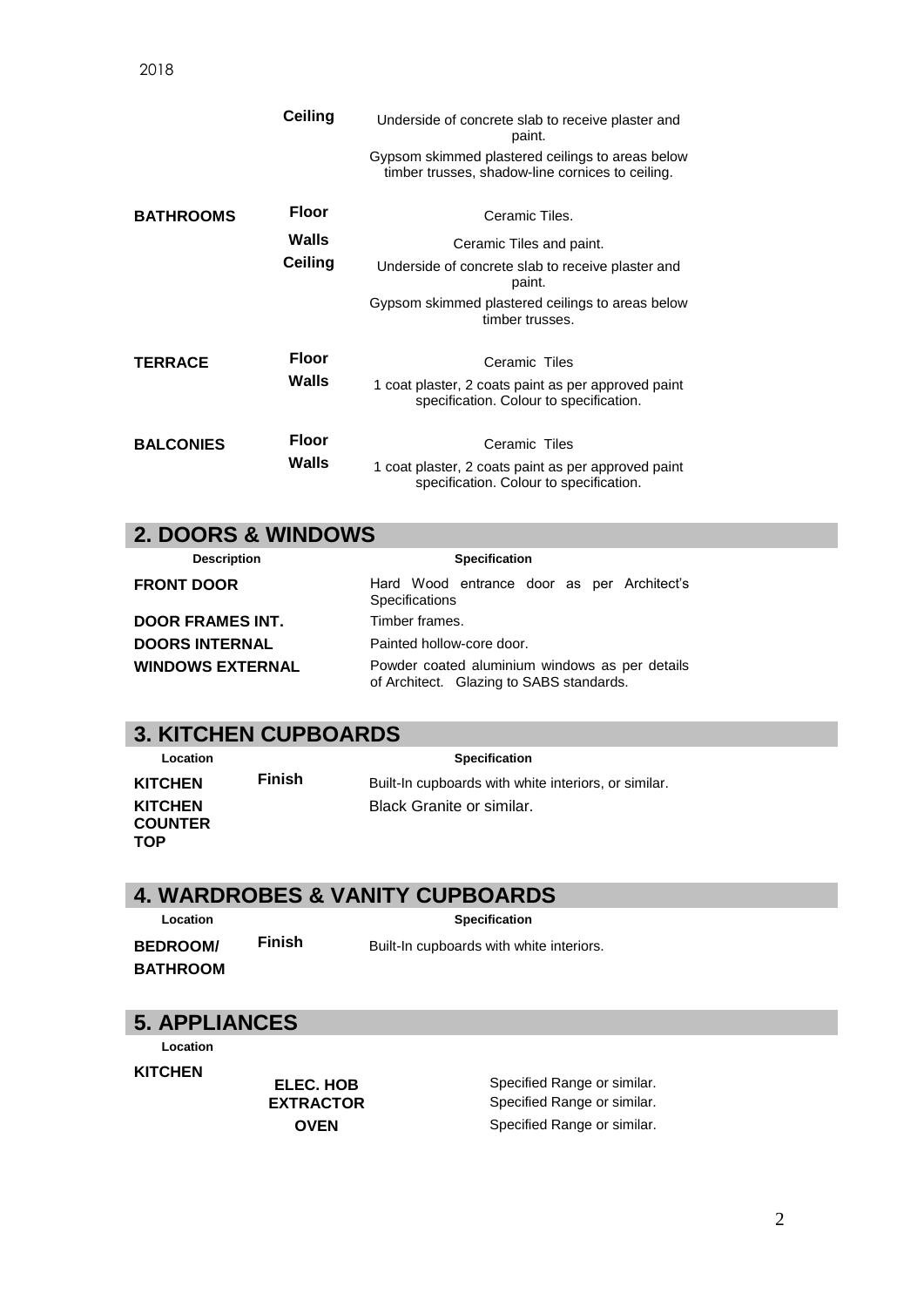| | | |
|---|---|---|
| | **Ceiling** | Underside of concrete slab to receive plaster and paint. |
| | | Gypsom skimmed plastered ceilings to areas below timber trusses, shadow-line cornices to ceiling. |
| **BATHROOMS** | **Floor** | Ceramic Tiles. |
| | **Walls** | Ceramic Tiles and paint. |
| | **Ceiling** | Underside of concrete slab to receive plaster and paint. |
| | | Gypsom skimmed plastered ceilings to areas below timber trusses. |
| **TERRACE** | **Floor** | Ceramic Tiles |
| | **Walls** | 1 coat plaster, 2 coats paint as per approved paint specification. Colour to specification. |
| **BALCONIES** | **Floor** | Ceramic Tiles |
| | **Walls** | 1 coat plaster, 2 coats paint as per approved paint specification. Colour to specification. |

## 2. DOORS & WINDOWS

| Description | Specification |
|---|---|
| **FRONT DOOR** | Hard Wood entrance door as per Architect's Specifications |
| **DOOR FRAMES INT.** | Timber frames. |
| **DOORS INTERNAL** | Painted hollow-core door. |
| **WINDOWS EXTERNAL** | Powder coated aluminium windows as per details of Architect. Glazing to SABS standards. |

## 3. KITCHEN CUPBOARDS

| Location | | Specification |
|---|---|---|
| **KITCHEN** | **Finish** | Built-In cupboards with white interiors, or similar. |
| **KITCHEN COUNTER TOP** | | Black Granite or similar. |

## 4. WARDROBES & VANITY CUPBOARDS

| Location | | Specification |
|---|---|---|
| **BEDROOM/ BATHROOM** | **Finish** | Built-In cupboards with white interiors. |

## 5. APPLIANCES

| Location | | |
|---|---|---|
| **KITCHEN** | **ELEC. HOB** | Specified Range or similar. |
| | **EXTRACTOR** | Specified Range or similar. |
| | **OVEN** | Specified Range or similar. |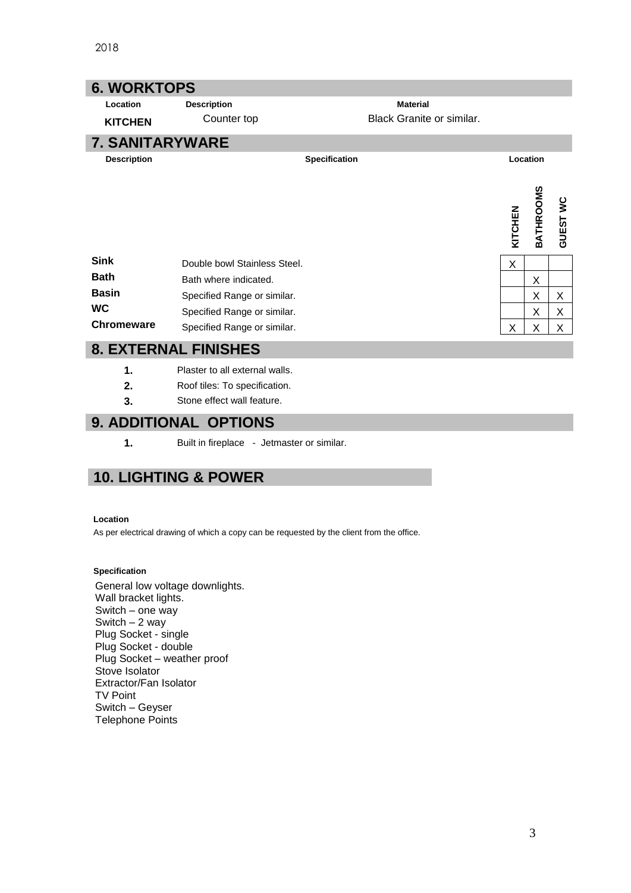## 6. WORKTOPS

| Location | Description | Material |
|---|---|---|
| KITCHEN | Counter top | Black Granite or similar. |

## 7. SANITARYWARE

| Description | Specification | KITCHEN | BATHROOMS | GUEST WC |
|---|---|---|---|---|
| Sink | Double bowl Stainless Steel. | X | | |
| Bath | Bath where indicated. | | X | |
| Basin | Specified Range or similar. | | X | X |
| WC | Specified Range or similar. | | X | X |
| Chromeware | Specified Range or similar. | X | X | X |

## 8. EXTERNAL FINISHES

1. Plaster to all external walls.
2. Roof tiles: To specification.
3. Stone effect wall feature.

## 9. ADDITIONAL OPTIONS

1. Built in fireplace - Jetmaster or similar.

## 10. LIGHTING & POWER

**Location**

As per electrical drawing of which a copy can be requested by the client from the office.

**Specification**

General low voltage downlights.
Wall bracket lights.
Switch – one way
Switch – 2 way
Plug Socket - single
Plug Socket - double
Plug Socket – weather proof
Stove Isolator
Extractor/Fan Isolator
TV Point
Switch – Geyser
Telephone Points